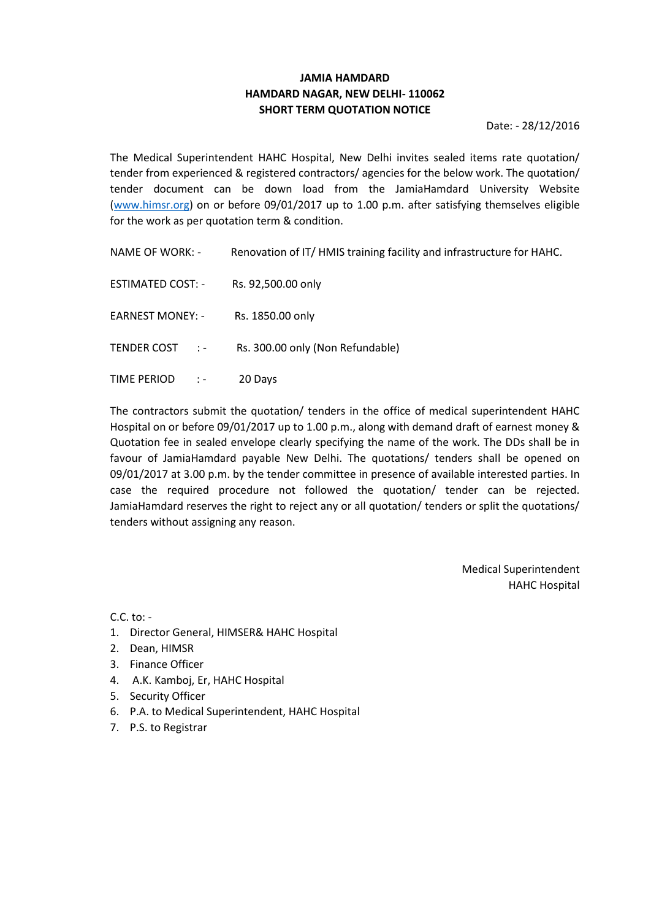**JAMIA HAMDARD**
**HAMDARD NAGAR, NEW DELHI- 110062**
**SHORT TERM QUOTATION NOTICE**

Date: - 28/12/2016

The Medical Superintendent HAHC Hospital, New Delhi invites sealed items rate quotation/ tender from experienced & registered contractors/ agencies for the below work. The quotation/ tender document can be down load from the JamiaHamdard University Website (www.himsr.org) on or before 09/01/2017 up to 1.00 p.m. after satisfying themselves eligible for the work as per quotation term & condition.

NAME OF WORK: - Renovation of IT/ HMIS training facility and infrastructure for HAHC.

ESTIMATED COST: - Rs. 92,500.00 only

EARNEST MONEY: - Rs. 1850.00 only

TENDER COST : - Rs. 300.00 only (Non Refundable)

TIME PERIOD : - 20 Days

The contractors submit the quotation/ tenders in the office of medical superintendent HAHC Hospital on or before 09/01/2017 up to 1.00 p.m., along with demand draft of earnest money & Quotation fee in sealed envelope clearly specifying the name of the work. The DDs shall be in favour of JamiaHamdard payable New Delhi. The quotations/ tenders shall be opened on 09/01/2017 at 3.00 p.m. by the tender committee in presence of available interested parties. In case the required procedure not followed the quotation/ tender can be rejected. JamiaHamdard reserves the right to reject any or all quotation/ tenders or split the quotations/ tenders without assigning any reason.

Medical Superintendent
HAHC Hospital

C.C. to: -

1. Director General, HIMSER& HAHC Hospital
2. Dean, HIMSR
3. Finance Officer
4. A.K. Kamboj, Er, HAHC Hospital
5. Security Officer
6. P.A. to Medical Superintendent, HAHC Hospital
7. P.S. to Registrar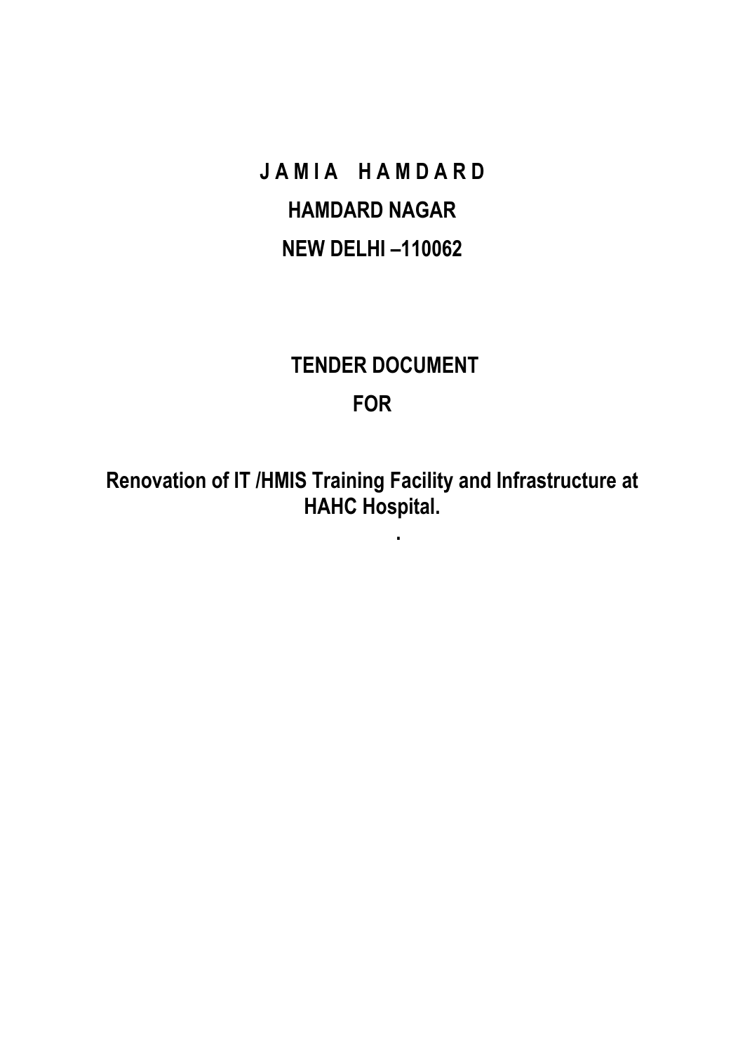# J A M I A H A M D A R D

## HAMDARD NAGAR

## NEW DELHI –110062

## TENDER DOCUMENT

## FOR

## Renovation of IT /HMIS Training Facility and Infrastructure at HAHC Hospital.

.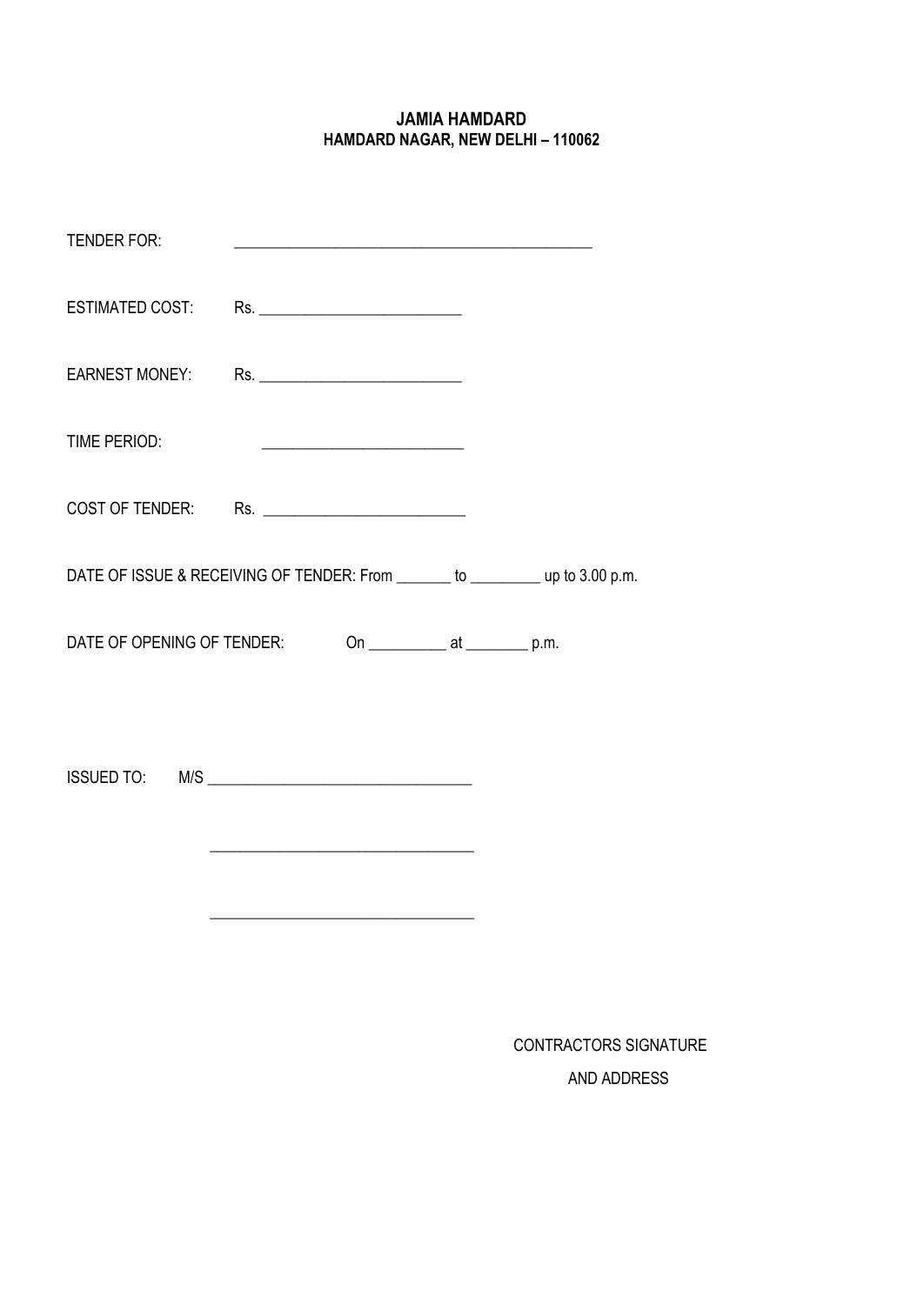**JAMIA HAMDARD**
**HAMDARD NAGAR, NEW DELHI – 110062**

TENDER FOR: ____________________________________________

ESTIMATED COST: Rs. ___________________________

EARNEST MONEY: Rs. ___________________________

TIME PERIOD: ___________________________

COST OF TENDER: Rs. ___________________________

DATE OF ISSUE & RECEIVING OF TENDER: From _______ to _________ up to 3.00 p.m.

DATE OF OPENING OF TENDER: On __________ at ________ p.m.

ISSUED TO: M/S ___________________________________

___________________________________

___________________________________

CONTRACTORS SIGNATURE
AND ADDRESS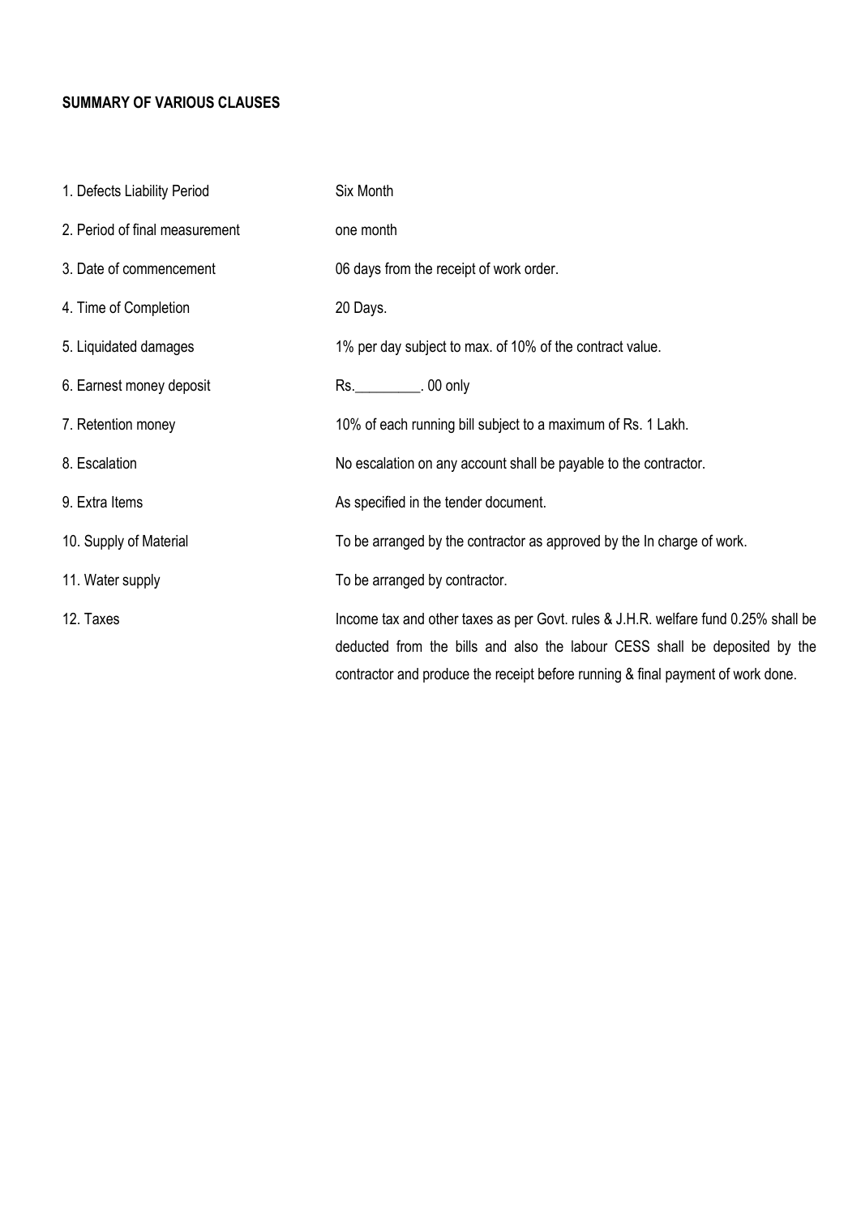**SUMMARY OF VARIOUS CLAUSES**

| | |
|---|---|
| 1. Defects Liability Period | Six Month |
| 2. Period of final measurement | one month |
| 3. Date of commencement | 06 days from the receipt of work order. |
| 4. Time of Completion | 20 Days. |
| 5. Liquidated damages | 1% per day subject to max. of 10% of the contract value. |
| 6. Earnest money deposit | Rs.__________. 00 only |
| 7. Retention money | 10% of each running bill subject to a maximum of Rs. 1 Lakh. |
| 8. Escalation | No escalation on any account shall be payable to the contractor. |
| 9. Extra Items | As specified in the tender document. |
| 10. Supply of Material | To be arranged by the contractor as approved by the In charge of work. |
| 11. Water supply | To be arranged by contractor. |
| 12. Taxes | Income tax and other taxes as per Govt. rules & J.H.R. welfare fund 0.25% shall be deducted from the bills and also the labour CESS shall be deposited by the contractor and produce the receipt before running & final payment of work done. |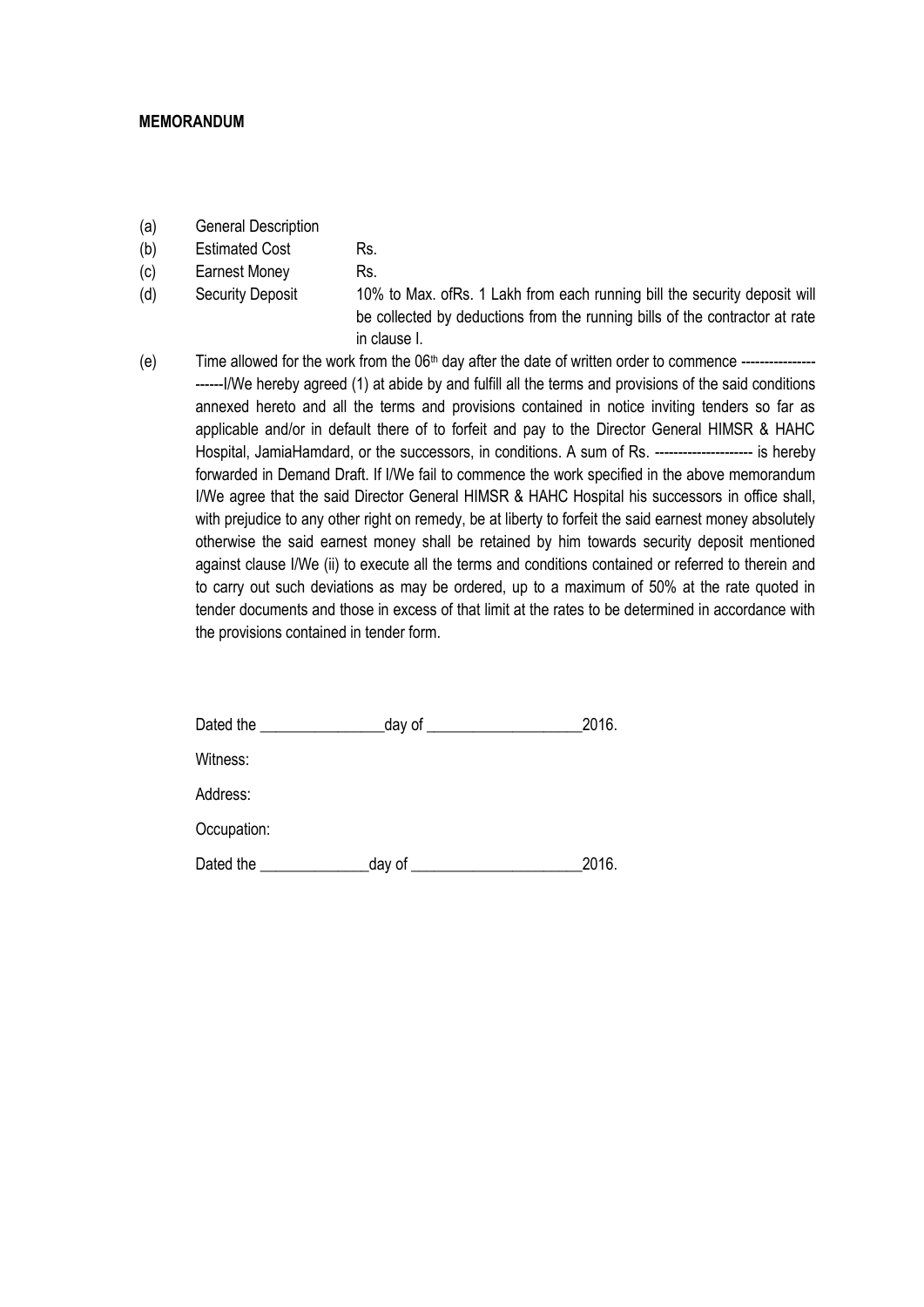**MEMORANDUM**

(a) General Description

(b) Estimated Cost Rs.

(c) Earnest Money Rs.

(d) Security Deposit 10% to Max. ofRs. 1 Lakh from each running bill the security deposit will be collected by deductions from the running bills of the contractor at rate in clause I.

(e) Time allowed for the work from the 06th day after the date of written order to commence ---------------------I/We hereby agreed (1) at abide by and fulfill all the terms and provisions of the said conditions annexed hereto and all the terms and provisions contained in notice inviting tenders so far as applicable and/or in default there of to forfeit and pay to the Director General HIMSR & HAHC Hospital, JamiaHamdard, or the successors, in conditions. A sum of Rs. --------------------- is hereby forwarded in Demand Draft. If I/We fail to commence the work specified in the above memorandum I/We agree that the said Director General HIMSR & HAHC Hospital his successors in office shall, with prejudice to any other right on remedy, be at liberty to forfeit the said earnest money absolutely otherwise the said earnest money shall be retained by him towards security deposit mentioned against clause I/We (ii) to execute all the terms and conditions contained or referred to therein and to carry out such deviations as may be ordered, up to a maximum of 50% at the rate quoted in tender documents and those in excess of that limit at the rates to be determined in accordance with the provisions contained in tender form.

Dated the ________________day of ____________________2016.

Witness:

Address:

Occupation:

Dated the ______________day of ______________________2016.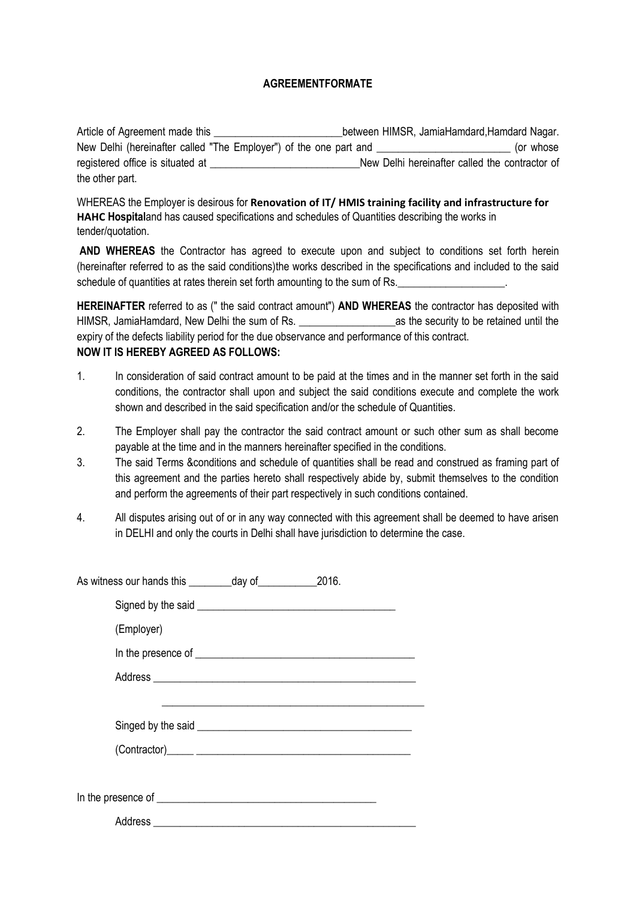# AGREEMENTFORMATE

Article of Agreement made this ________________________between HIMSR, JamiaHamdard,Hamdard Nagar. New Delhi (hereinafter called "The Employer") of the one part and _________________________ (or whose registered office is situated at ____________________________New Delhi hereinafter called the contractor of the other part.

WHEREAS the Employer is desirous for **Renovation of IT/ HMIS training facility and infrastructure for HAHC Hospital**and has caused specifications and schedules of Quantities describing the works in tender/quotation.

**AND WHEREAS** the Contractor has agreed to execute upon and subject to conditions set forth herein (hereinafter referred to as the said conditions)the works described in the specifications and included to the said schedule of quantities at rates therein set forth amounting to the sum of Rs.____________________.

**HEREINAFTER** referred to as (" the said contract amount") **AND WHEREAS** the contractor has deposited with HIMSR, JamiaHamdard, New Delhi the sum of Rs. __________________as the security to be retained until the expiry of the defects liability period for the due observance and performance of this contract.

**NOW IT IS HEREBY AGREED AS FOLLOWS:**

1. In consideration of said contract amount to be paid at the times and in the manner set forth in the said conditions, the contractor shall upon and subject the said conditions execute and complete the work shown and described in the said specification and/or the schedule of Quantities.
2. The Employer shall pay the contractor the said contract amount or such other sum as shall become payable at the time and in the manners hereinafter specified in the conditions.
3. The said Terms &conditions and schedule of quantities shall be read and construed as framing part of this agreement and the parties hereto shall respectively abide by, submit themselves to the condition and perform the agreements of their part respectively in such conditions contained.
4. All disputes arising out of or in any way connected with this agreement shall be deemed to have arisen in DELHI and only the courts in Delhi shall have jurisdiction to determine the case.

As witness our hands this ________day of___________2016.

Signed by the said ____________________________________

(Employer)

In the presence of ________________________________________

Address __________________________________________________

__________________________________________________

Singed by the said ________________________________________

(Contractor)_____ _________________________________________

In the presence of ________________________________________

Address __________________________________________________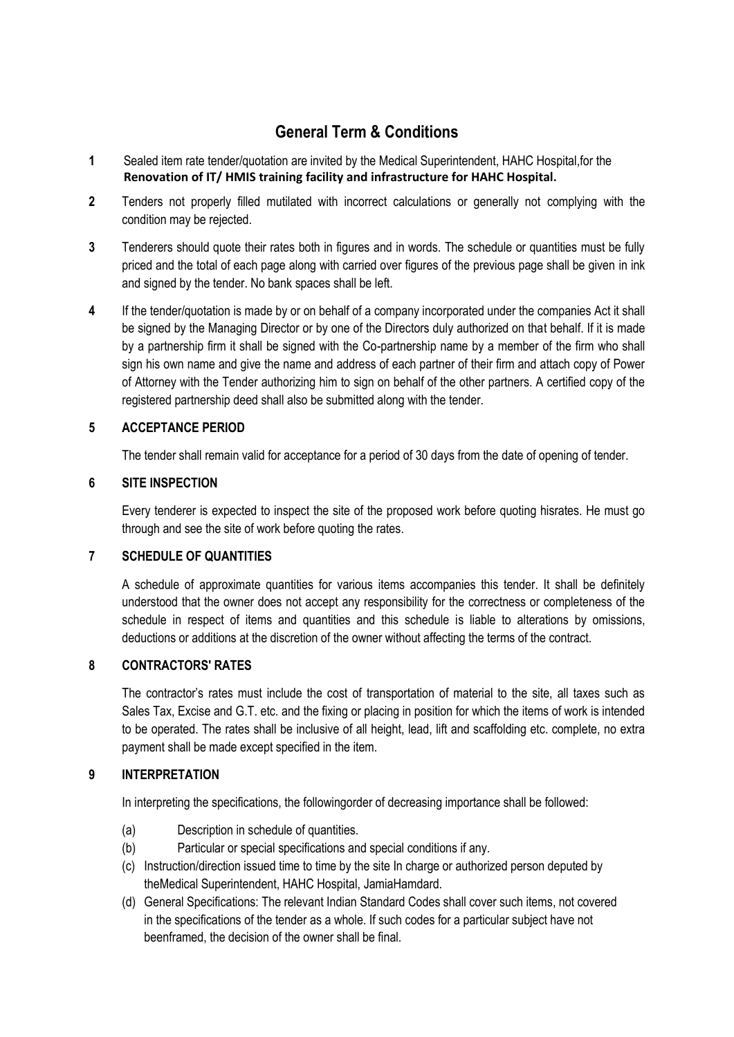# General Term & Conditions

**1** Sealed item rate tender/quotation are invited by the Medical Superintendent, HAHC Hospital,for the **Renovation of IT/ HMIS training facility and infrastructure for HAHC Hospital.**

**2** Tenders not properly filled mutilated with incorrect calculations or generally not complying with the condition may be rejected.

**3** Tenderers should quote their rates both in figures and in words. The schedule or quantities must be fully priced and the total of each page along with carried over figures of the previous page shall be given in ink and signed by the tender. No bank spaces shall be left.

**4** If the tender/quotation is made by or on behalf of a company incorporated under the companies Act it shall be signed by the Managing Director or by one of the Directors duly authorized on that behalf. If it is made by a partnership firm it shall be signed with the Co-partnership name by a member of the firm who shall sign his own name and give the name and address of each partner of their firm and attach copy of Power of Attorney with the Tender authorizing him to sign on behalf of the other partners. A certified copy of the registered partnership deed shall also be submitted along with the tender.

## 5 ACCEPTANCE PERIOD

The tender shall remain valid for acceptance for a period of 30 days from the date of opening of tender.

## 6 SITE INSPECTION

Every tenderer is expected to inspect the site of the proposed work before quoting hisrates. He must go through and see the site of work before quoting the rates.

## 7 SCHEDULE OF QUANTITIES

A schedule of approximate quantities for various items accompanies this tender. It shall be definitely understood that the owner does not accept any responsibility for the correctness or completeness of the schedule in respect of items and quantities and this schedule is liable to alterations by omissions, deductions or additions at the discretion of the owner without affecting the terms of the contract.

## 8 CONTRACTORS' RATES

The contractor's rates must include the cost of transportation of material to the site, all taxes such as Sales Tax, Excise and G.T. etc. and the fixing or placing in position for which the items of work is intended to be operated. The rates shall be inclusive of all height, lead, lift and scaffolding etc. complete, no extra payment shall be made except specified in the item.

## 9 INTERPRETATION

In interpreting the specifications, the followingorder of decreasing importance shall be followed:

(a) Description in schedule of quantities.

(b) Particular or special specifications and special conditions if any.

(c) Instruction/direction issued time to time by the site In charge or authorized person deputed by theMedical Superintendent, HAHC Hospital, JamiaHamdard.

(d) General Specifications: The relevant Indian Standard Codes shall cover such items, not covered in the specifications of the tender as a whole. If such codes for a particular subject have not beenframed, the decision of the owner shall be final.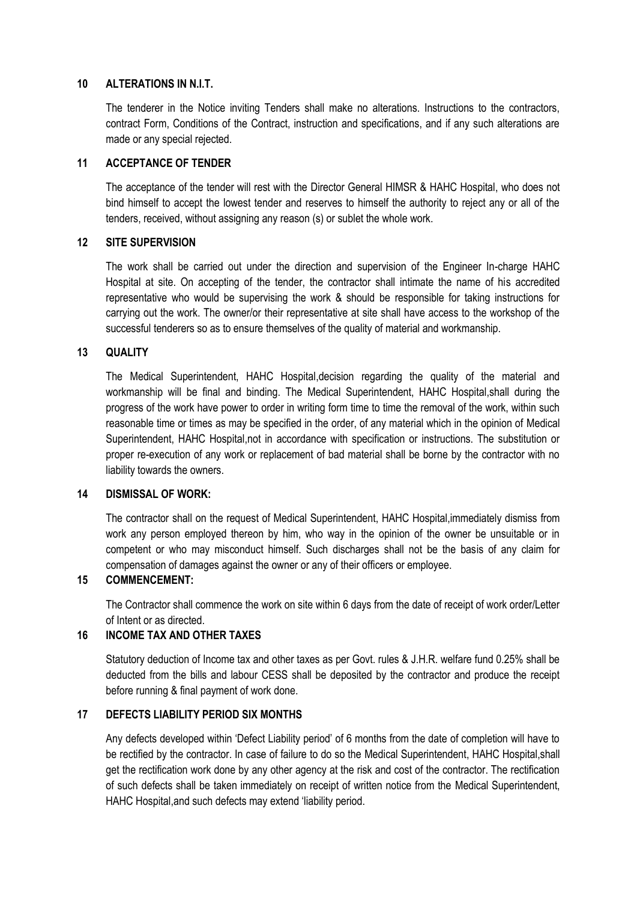## 10 ALTERATIONS IN N.I.T.

The tenderer in the Notice inviting Tenders shall make no alterations. Instructions to the contractors, contract Form, Conditions of the Contract, instruction and specifications, and if any such alterations are made or any special rejected.

## 11 ACCEPTANCE OF TENDER

The acceptance of the tender will rest with the Director General HIMSR & HAHC Hospital, who does not bind himself to accept the lowest tender and reserves to himself the authority to reject any or all of the tenders, received, without assigning any reason (s) or sublet the whole work.

## 12 SITE SUPERVISION

The work shall be carried out under the direction and supervision of the Engineer In-charge HAHC Hospital at site. On accepting of the tender, the contractor shall intimate the name of his accredited representative who would be supervising the work & should be responsible for taking instructions for carrying out the work. The owner/or their representative at site shall have access to the workshop of the successful tenderers so as to ensure themselves of the quality of material and workmanship.

## 13 QUALITY

The Medical Superintendent, HAHC Hospital,decision regarding the quality of the material and workmanship will be final and binding. The Medical Superintendent, HAHC Hospital,shall during the progress of the work have power to order in writing form time to time the removal of the work, within such reasonable time or times as may be specified in the order, of any material which in the opinion of Medical Superintendent, HAHC Hospital,not in accordance with specification or instructions. The substitution or proper re-execution of any work or replacement of bad material shall be borne by the contractor with no liability towards the owners.

## 14 DISMISSAL OF WORK:

The contractor shall on the request of Medical Superintendent, HAHC Hospital,immediately dismiss from work any person employed thereon by him, who way in the opinion of the owner be unsuitable or in competent or who may misconduct himself. Such discharges shall not be the basis of any claim for compensation of damages against the owner or any of their officers or employee.

## 15 COMMENCEMENT:

The Contractor shall commence the work on site within 6 days from the date of receipt of work order/Letter of Intent or as directed.

## 16 INCOME TAX AND OTHER TAXES

Statutory deduction of Income tax and other taxes as per Govt. rules & J.H.R. welfare fund 0.25% shall be deducted from the bills and labour CESS shall be deposited by the contractor and produce the receipt before running & final payment of work done.

## 17 DEFECTS LIABILITY PERIOD SIX MONTHS

Any defects developed within 'Defect Liability period' of 6 months from the date of completion will have to be rectified by the contractor. In case of failure to do so the Medical Superintendent, HAHC Hospital,shall get the rectification work done by any other agency at the risk and cost of the contractor. The rectification of such defects shall be taken immediately on receipt of written notice from the Medical Superintendent, HAHC Hospital,and such defects may extend 'liability period.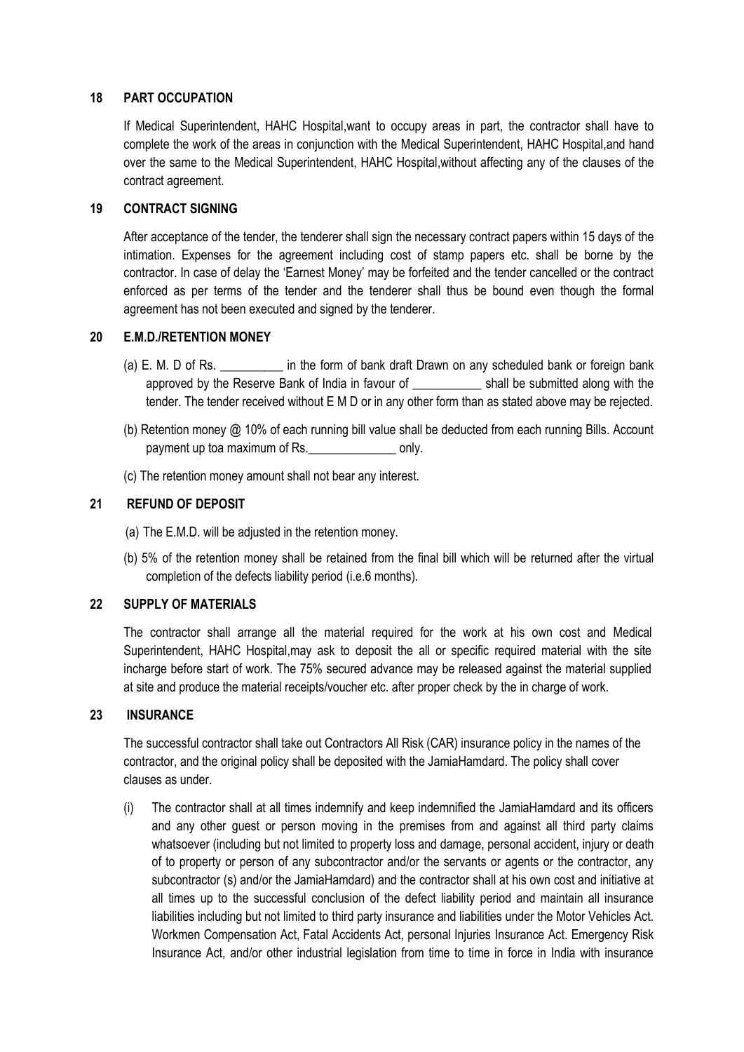## 18 PART OCCUPATION

If Medical Superintendent, HAHC Hospital,want to occupy areas in part, the contractor shall have to complete the work of the areas in conjunction with the Medical Superintendent, HAHC Hospital,and hand over the same to the Medical Superintendent, HAHC Hospital,without affecting any of the clauses of the contract agreement.

## 19 CONTRACT SIGNING

After acceptance of the tender, the tenderer shall sign the necessary contract papers within 15 days of the intimation. Expenses for the agreement including cost of stamp papers etc. shall be borne by the contractor. In case of delay the 'Earnest Money' may be forfeited and the tender cancelled or the contract enforced as per terms of the tender and the tenderer shall thus be bound even though the formal agreement has not been executed and signed by the tenderer.

## 20 E.M.D./RETENTION MONEY

(a) E. M. D of Rs. __________ in the form of bank draft Drawn on any scheduled bank or foreign bank approved by the Reserve Bank of India in favour of ___________ shall be submitted along with the tender. The tender received without E M D or in any other form than as stated above may be rejected.

(b) Retention money @ 10% of each running bill value shall be deducted from each running Bills. Account payment up toa maximum of Rs.______________ only.

(c) The retention money amount shall not bear any interest.

## 21 REFUND OF DEPOSIT

(a) The E.M.D. will be adjusted in the retention money.

(b) 5% of the retention money shall be retained from the final bill which will be returned after the virtual completion of the defects liability period (i.e.6 months).

## 22 SUPPLY OF MATERIALS

The contractor shall arrange all the material required for the work at his own cost and Medical Superintendent, HAHC Hospital,may ask to deposit the all or specific required material with the site incharge before start of work. The 75% secured advance may be released against the material supplied at site and produce the material receipts/voucher etc. after proper check by the in charge of work.

## 23 INSURANCE

The successful contractor shall take out Contractors All Risk (CAR) insurance policy in the names of the contractor, and the original policy shall be deposited with the JamiaHamdard. The policy shall cover clauses as under.

(i) The contractor shall at all times indemnify and keep indemnified the JamiaHamdard and its officers and any other guest or person moving in the premises from and against all third party claims whatsoever (including but not limited to property loss and damage, personal accident, injury or death of to property or person of any subcontractor and/or the servants or agents or the contractor, any subcontractor (s) and/or the JamiaHamdard) and the contractor shall at his own cost and initiative at all times up to the successful conclusion of the defect liability period and maintain all insurance liabilities including but not limited to third party insurance and liabilities under the Motor Vehicles Act. Workmen Compensation Act, Fatal Accidents Act, personal Injuries Insurance Act. Emergency Risk Insurance Act, and/or other industrial legislation from time to time in force in India with insurance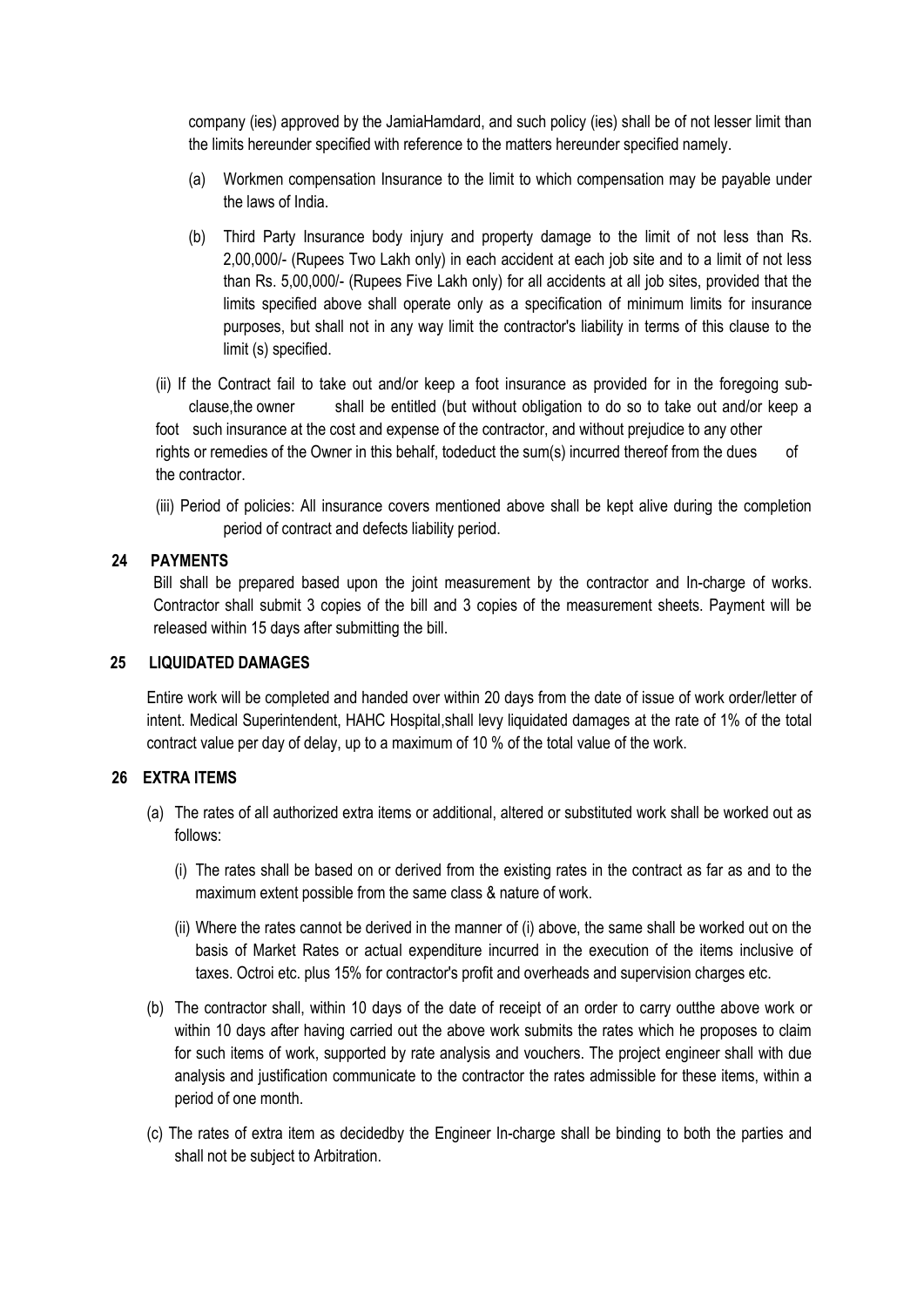company (ies) approved by the JamiaHamdard, and such policy (ies) shall be of not lesser limit than the limits hereunder specified with reference to the matters hereunder specified namely.

(a) Workmen compensation Insurance to the limit to which compensation may be payable under the laws of India.

(b) Third Party Insurance body injury and property damage to the limit of not less than Rs. 2,00,000/- (Rupees Two Lakh only) in each accident at each job site and to a limit of not less than Rs. 5,00,000/- (Rupees Five Lakh only) for all accidents at all job sites, provided that the limits specified above shall operate only as a specification of minimum limits for insurance purposes, but shall not in any way limit the contractor's liability in terms of this clause to the limit (s) specified.

(ii) If the Contract fail to take out and/or keep a foot insurance as provided for in the foregoing sub-clause,the owner shall be entitled (but without obligation to do so to take out and/or keep a foot such insurance at the cost and expense of the contractor, and without prejudice to any other rights or remedies of the Owner in this behalf, todeduct the sum(s) incurred thereof from the dues of the contractor.

(iii) Period of policies: All insurance covers mentioned above shall be kept alive during the completion period of contract and defects liability period.

## 24 PAYMENTS

Bill shall be prepared based upon the joint measurement by the contractor and In-charge of works. Contractor shall submit 3 copies of the bill and 3 copies of the measurement sheets. Payment will be released within 15 days after submitting the bill.

## 25 LIQUIDATED DAMAGES

Entire work will be completed and handed over within 20 days from the date of issue of work order/letter of intent. Medical Superintendent, HAHC Hospital,shall levy liquidated damages at the rate of 1% of the total contract value per day of delay, up to a maximum of 10 % of the total value of the work.

## 26 EXTRA ITEMS

(a) The rates of all authorized extra items or additional, altered or substituted work shall be worked out as follows:

  (i) The rates shall be based on or derived from the existing rates in the contract as far as and to the maximum extent possible from the same class & nature of work.

  (ii) Where the rates cannot be derived in the manner of (i) above, the same shall be worked out on the basis of Market Rates or actual expenditure incurred in the execution of the items inclusive of taxes. Octroi etc. plus 15% for contractor's profit and overheads and supervision charges etc.

(b) The contractor shall, within 10 days of the date of receipt of an order to carry outthe above work or within 10 days after having carried out the above work submits the rates which he proposes to claim for such items of work, supported by rate analysis and vouchers. The project engineer shall with due analysis and justification communicate to the contractor the rates admissible for these items, within a period of one month.

(c) The rates of extra item as decidedby the Engineer In-charge shall be binding to both the parties and shall not be subject to Arbitration.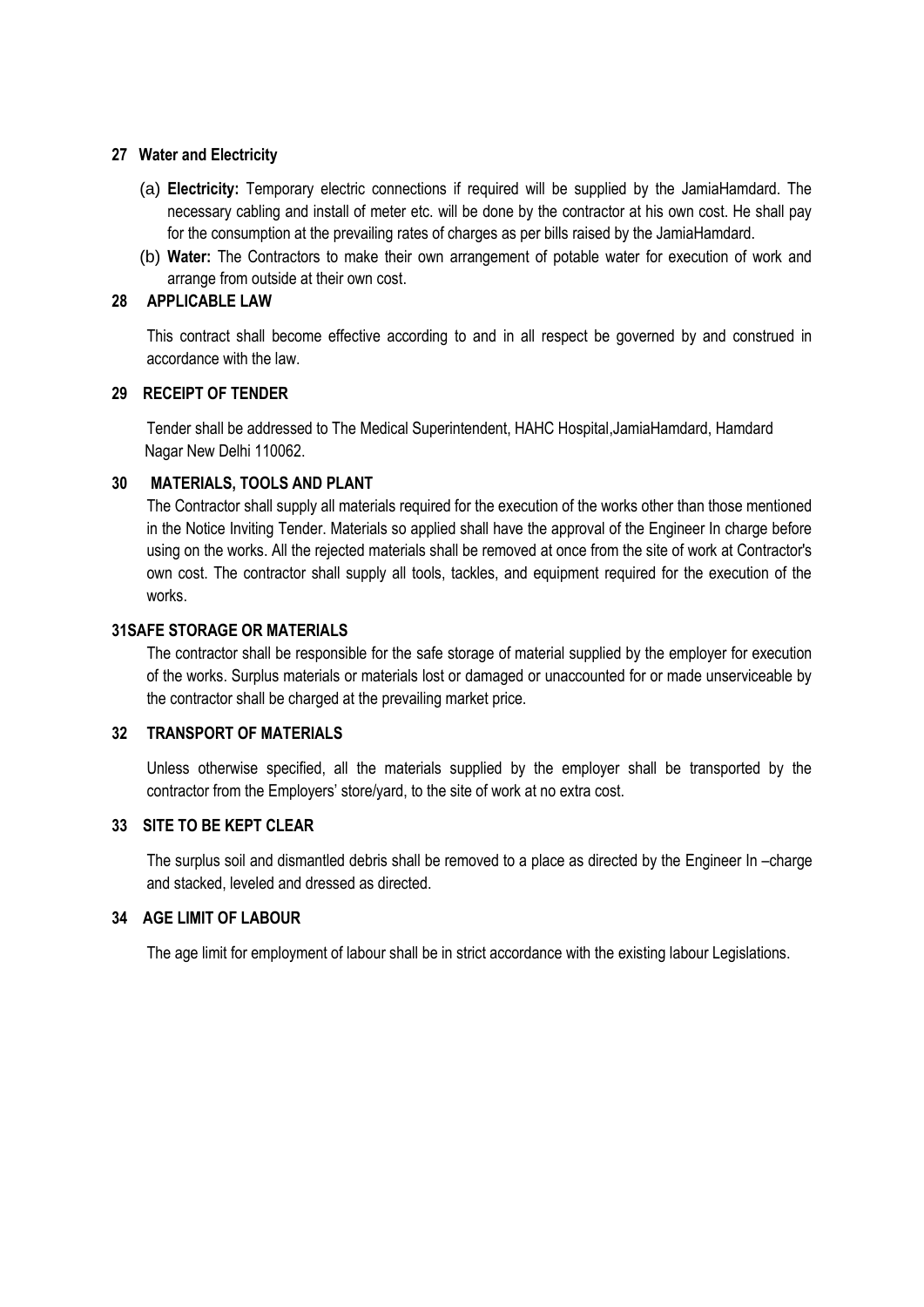**27 Water and Electricity**

(a) **Electricity:** Temporary electric connections if required will be supplied by the JamiaHamdard. The necessary cabling and install of meter etc. will be done by the contractor at his own cost. He shall pay for the consumption at the prevailing rates of charges as per bills raised by the JamiaHamdard.

(b) **Water:** The Contractors to make their own arrangement of potable water for execution of work and arrange from outside at their own cost.

**28 APPLICABLE LAW**

This contract shall become effective according to and in all respect be governed by and construed in accordance with the law.

**29 RECEIPT OF TENDER**

Tender shall be addressed to The Medical Superintendent, HAHC Hospital,JamiaHamdard, Hamdard Nagar New Delhi 110062.

**30 MATERIALS, TOOLS AND PLANT**

The Contractor shall supply all materials required for the execution of the works other than those mentioned in the Notice Inviting Tender. Materials so applied shall have the approval of the Engineer In charge before using on the works. All the rejected materials shall be removed at once from the site of work at Contractor's own cost. The contractor shall supply all tools, tackles, and equipment required for the execution of the works.

**31SAFE STORAGE OR MATERIALS**

The contractor shall be responsible for the safe storage of material supplied by the employer for execution of the works. Surplus materials or materials lost or damaged or unaccounted for or made unserviceable by the contractor shall be charged at the prevailing market price.

**32 TRANSPORT OF MATERIALS**

Unless otherwise specified, all the materials supplied by the employer shall be transported by the contractor from the Employers' store/yard, to the site of work at no extra cost.

**33 SITE TO BE KEPT CLEAR**

The surplus soil and dismantled debris shall be removed to a place as directed by the Engineer In –charge and stacked, leveled and dressed as directed.

**34 AGE LIMIT OF LABOUR**

The age limit for employment of labour shall be in strict accordance with the existing labour Legislations.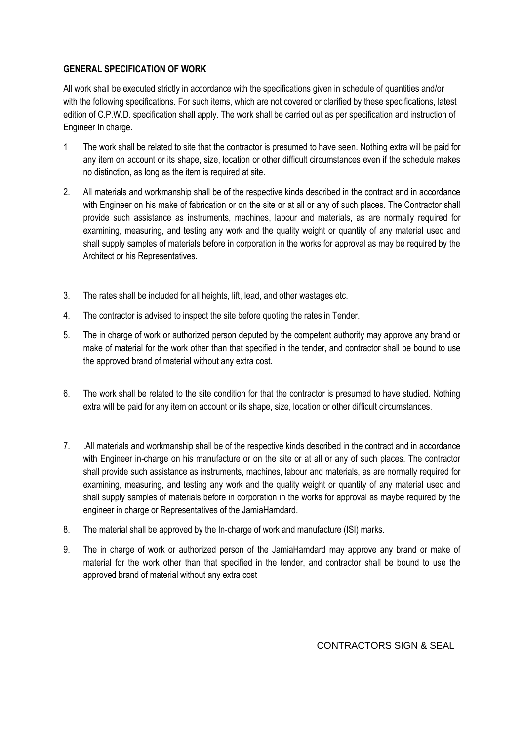**GENERAL SPECIFICATION OF WORK**

All work shall be executed strictly in accordance with the specifications given in schedule of quantities and/or with the following specifications. For such items, which are not covered or clarified by these specifications, latest edition of C.P.W.D. specification shall apply. The work shall be carried out as per specification and instruction of Engineer In charge.

1 The work shall be related to site that the contractor is presumed to have seen. Nothing extra will be paid for any item on account or its shape, size, location or other difficult circumstances even if the schedule makes no distinction, as long as the item is required at site.

2. All materials and workmanship shall be of the respective kinds described in the contract and in accordance with Engineer on his make of fabrication or on the site or at all or any of such places. The Contractor shall provide such assistance as instruments, machines, labour and materials, as are normally required for examining, measuring, and testing any work and the quality weight or quantity of any material used and shall supply samples of materials before in corporation in the works for approval as may be required by the Architect or his Representatives.

3. The rates shall be included for all heights, lift, lead, and other wastages etc.

4. The contractor is advised to inspect the site before quoting the rates in Tender.

5. The in charge of work or authorized person deputed by the competent authority may approve any brand or make of material for the work other than that specified in the tender, and contractor shall be bound to use the approved brand of material without any extra cost.

6. The work shall be related to the site condition for that the contractor is presumed to have studied. Nothing extra will be paid for any item on account or its shape, size, location or other difficult circumstances.

7. .All materials and workmanship shall be of the respective kinds described in the contract and in accordance with Engineer in-charge on his manufacture or on the site or at all or any of such places. The contractor shall provide such assistance as instruments, machines, labour and materials, as are normally required for examining, measuring, and testing any work and the quality weight or quantity of any material used and shall supply samples of materials before in corporation in the works for approval as maybe required by the engineer in charge or Representatives of the JamiaHamdard.

8. The material shall be approved by the In-charge of work and manufacture (ISI) marks.

9. The in charge of work or authorized person of the JamiaHamdard may approve any brand or make of material for the work other than that specified in the tender, and contractor shall be bound to use the approved brand of material without any extra cost

CONTRACTORS SIGN & SEAL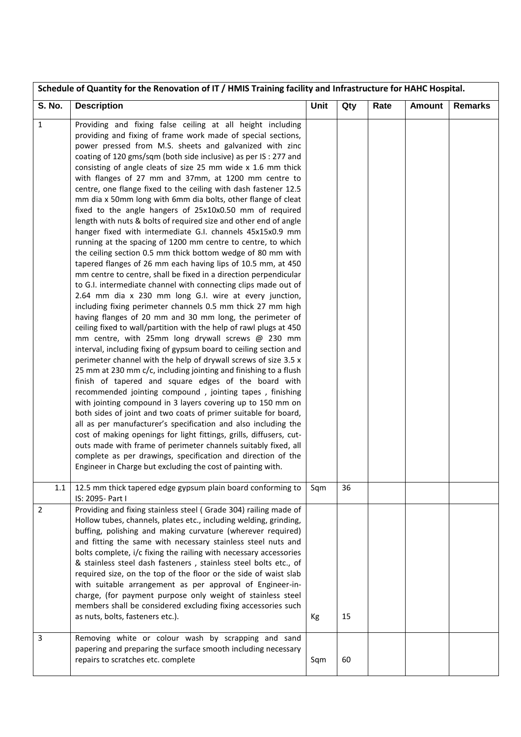| Schedule of Quantity for the Renovation of IT / HMIS Training facility and Infrastructure for HAHC Hospital. | | | | | | |
|---|---|---|---|---|---|---|
| **S. No.** | **Description** | **Unit** | **Qty** | **Rate** | **Amount** | **Remarks** |
| 1 | Providing and fixing false ceiling at all height including providing and fixing of frame work made of special sections, power pressed from M.S. sheets and galvanized with zinc coating of 120 gms/sqm (both side inclusive) as per IS : 277 and consisting of angle cleats of size 25 mm wide x 1.6 mm thick with flanges of 27 mm and 37mm, at 1200 mm centre to centre, one flange fixed to the ceiling with dash fastener 12.5 mm dia x 50mm long with 6mm dia bolts, other flange of cleat fixed to the angle hangers of 25x10x0.50 mm of required length with nuts & bolts of required size and other end of angle hanger fixed with intermediate G.I. channels 45x15x0.9 mm running at the spacing of 1200 mm centre to centre, to which the ceiling section 0.5 mm thick bottom wedge of 80 mm with tapered flanges of 26 mm each having lips of 10.5 mm, at 450 mm centre to centre, shall be fixed in a direction perpendicular to G.I. intermediate channel with connecting clips made out of 2.64 mm dia x 230 mm long G.I. wire at every junction, including fixing perimeter channels 0.5 mm thick 27 mm high having flanges of 20 mm and 30 mm long, the perimeter of ceiling fixed to wall/partition with the help of rawl plugs at 450 mm centre, with 25mm long drywall screws @ 230 mm interval, including fixing of gypsum board to ceiling section and perimeter channel with the help of drywall screws of size 3.5 x 25 mm at 230 mm c/c, including jointing and finishing to a flush finish of tapered and square edges of the board with recommended jointing compound , jointing tapes , finishing with jointing compound in 3 layers covering up to 150 mm on both sides of joint and two coats of primer suitable for board, all as per manufacturer's specification and also including the cost of making openings for light fittings, grills, diffusers, cut-outs made with frame of perimeter channels suitably fixed, all complete as per drawings, specification and direction of the Engineer in Charge but excluding the cost of painting with. | | | | | |
| 1.1 | 12.5 mm thick tapered edge gypsum plain board conforming to IS: 2095- Part I | Sqm | 36 | | | |
| 2 | Providing and fixing stainless steel ( Grade 304) railing made of Hollow tubes, channels, plates etc., including welding, grinding, buffing, polishing and making curvature (wherever required) and fitting the same with necessary stainless steel nuts and bolts complete, i/c fixing the railing with necessary accessories & stainless steel dash fasteners , stainless steel bolts etc., of required size, on the top of the floor or the side of waist slab with suitable arrangement as per approval of Engineer-in-charge, (for payment purpose only weight of stainless steel members shall be considered excluding fixing accessories such as nuts, bolts, fasteners etc.). | Kg | 15 | | | |
| 3 | Removing white or colour wash by scrapping and sand papering and preparing the surface smooth including necessary repairs to scratches etc. complete | Sqm | 60 | | | |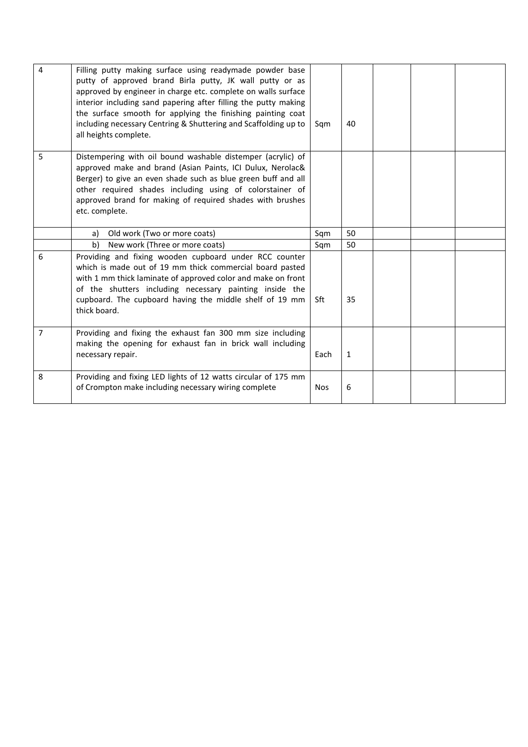| | | | | | | |
|---|---|---|---|---|---|---|
| 4 | Filling putty making surface using readymade powder base putty of approved brand Birla putty, JK wall putty or as approved by engineer in charge etc. complete on walls surface interior including sand papering after filling the putty making the surface smooth for applying the finishing painting coat including necessary Centring & Shuttering and Scaffolding up to all heights complete. | Sqm | 40 | | | |
| 5 | Distempering with oil bound washable distemper (acrylic) of approved make and brand (Asian Paints, ICI Dulux, Nerolac& Berger) to give an even shade such as blue green buff and all other required shades including using of colorstainer of approved brand for making of required shades with brushes etc. complete. | | | | | |
| | a) Old work (Two or more coats) | Sqm | 50 | | | |
| | b) New work (Three or more coats) | Sqm | 50 | | | |
| 6 | Providing and fixing wooden cupboard under RCC counter which is made out of 19 mm thick commercial board pasted with 1 mm thick laminate of approved color and make on front of the shutters including necessary painting inside the cupboard. The cupboard having the middle shelf of 19 mm thick board. | Sft | 35 | | | |
| 7 | Providing and fixing the exhaust fan 300 mm size including making the opening for exhaust fan in brick wall including necessary repair. | Each | 1 | | | |
| 8 | Providing and fixing LED lights of 12 watts circular of 175 mm of Crompton make including necessary wiring complete | Nos | 6 | | | |